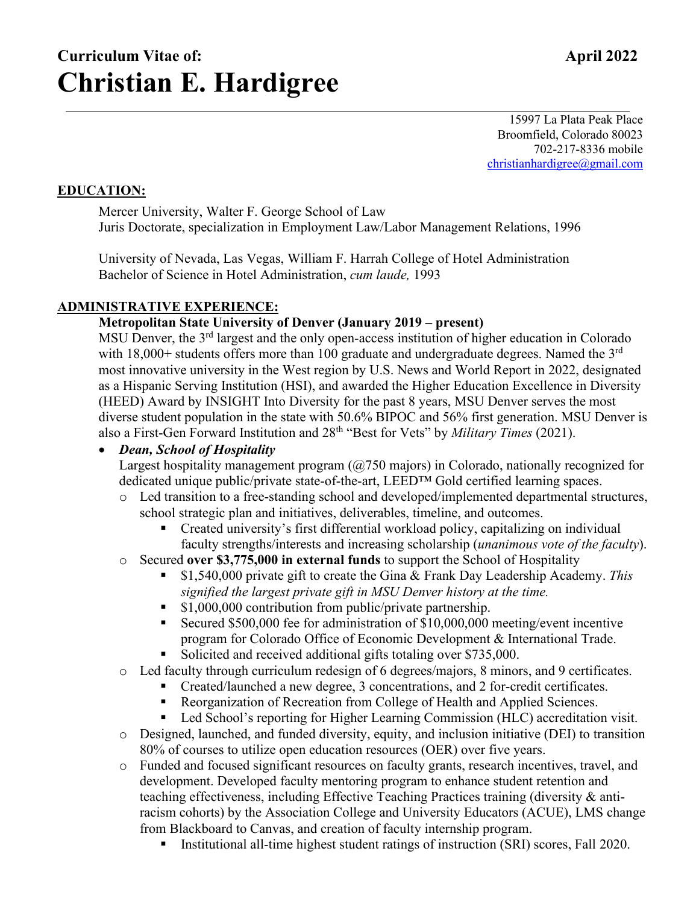**Curriculum Vitae of:** **April 2022**

# Christian E. Hardigree

15997 La Plata Peak Place
Broomfield, Colorado 80023
702-217-8336 mobile
christianhardigree@gmail.com

## EDUCATION:

Mercer University, Walter F. George School of Law
Juris Doctorate, specialization in Employment Law/Labor Management Relations, 1996

University of Nevada, Las Vegas, William F. Harrah College of Hotel Administration
Bachelor of Science in Hotel Administration, *cum laude,* 1993

## ADMINISTRATIVE EXPERIENCE:

**Metropolitan State University of Denver (January 2019 – present)**

MSU Denver, the 3rd largest and the only open-access institution of higher education in Colorado with 18,000+ students offers more than 100 graduate and undergraduate degrees. Named the 3rd most innovative university in the West region by U.S. News and World Report in 2022, designated as a Hispanic Serving Institution (HSI), and awarded the Higher Education Excellence in Diversity (HEED) Award by INSIGHT Into Diversity for the past 8 years, MSU Denver serves the most diverse student population in the state with 50.6% BIPOC and 56% first generation. MSU Denver is also a First-Gen Forward Institution and 28th "Best for Vets" by *Military Times* (2021).

- ***Dean, School of Hospitality***
  Largest hospitality management program (@750 majors) in Colorado, nationally recognized for dedicated unique public/private state-of-the-art, LEED™ Gold certified learning spaces.
  - Led transition to a free-standing school and developed/implemented departmental structures, school strategic plan and initiatives, deliverables, timeline, and outcomes.
    - Created university's first differential workload policy, capitalizing on individual faculty strengths/interests and increasing scholarship (*unanimous vote of the faculty*).
  - Secured **over $3,775,000 in external funds** to support the School of Hospitality
    - $1,540,000 private gift to create the Gina & Frank Day Leadership Academy. *This signified the largest private gift in MSU Denver history at the time.*
    - $1,000,000 contribution from public/private partnership.
    - Secured $500,000 fee for administration of $10,000,000 meeting/event incentive program for Colorado Office of Economic Development & International Trade.
    - Solicited and received additional gifts totaling over $735,000.
  - Led faculty through curriculum redesign of 6 degrees/majors, 8 minors, and 9 certificates.
    - Created/launched a new degree, 3 concentrations, and 2 for-credit certificates.
    - Reorganization of Recreation from College of Health and Applied Sciences.
    - Led School's reporting for Higher Learning Commission (HLC) accreditation visit.
  - Designed, launched, and funded diversity, equity, and inclusion initiative (DEI) to transition 80% of courses to utilize open education resources (OER) over five years.
  - Funded and focused significant resources on faculty grants, research incentives, travel, and development. Developed faculty mentoring program to enhance student retention and teaching effectiveness, including Effective Teaching Practices training (diversity & anti-racism cohorts) by the Association College and University Educators (ACUE), LMS change from Blackboard to Canvas, and creation of faculty internship program.
    - Institutional all-time highest student ratings of instruction (SRI) scores, Fall 2020.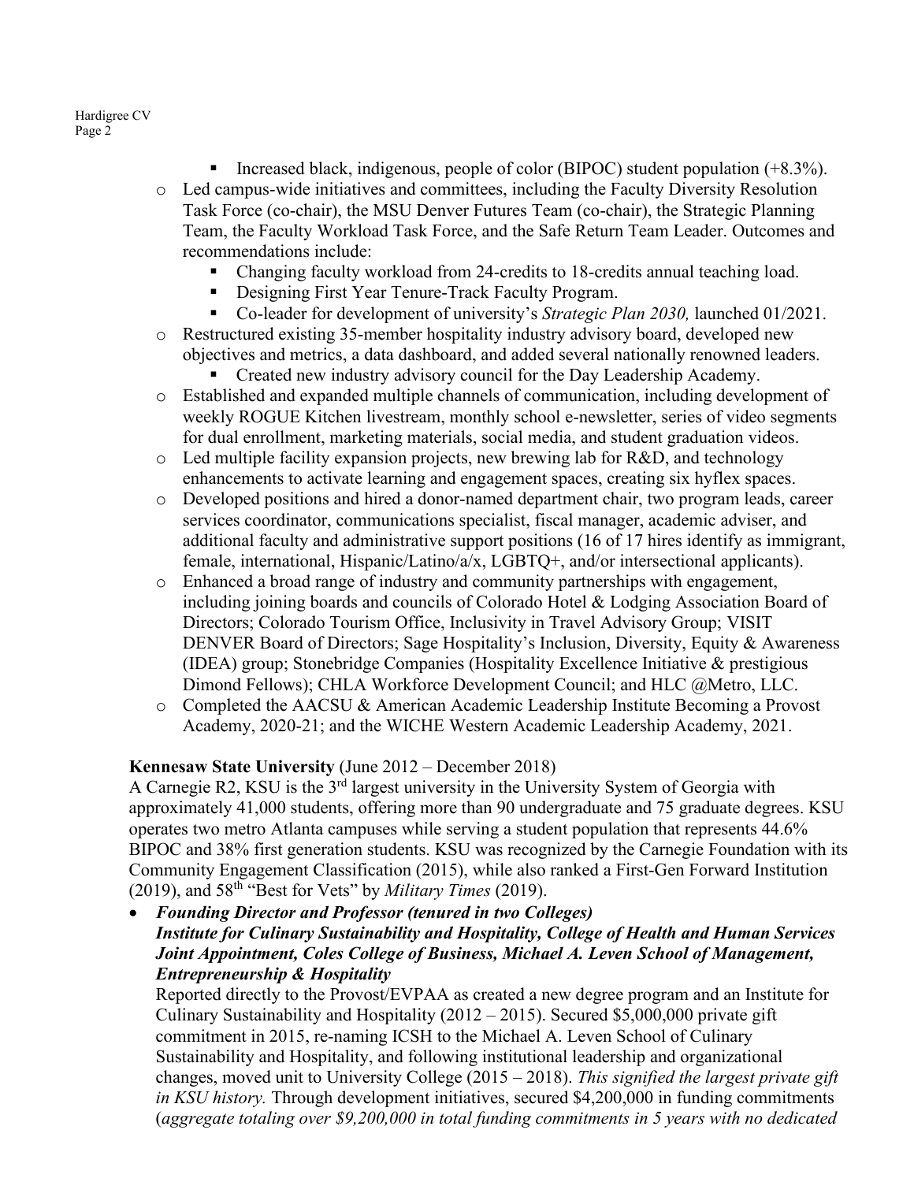- Increased black, indigenous, people of color (BIPOC) student population (+8.3%).
  - Led campus-wide initiatives and committees, including the Faculty Diversity Resolution Task Force (co-chair), the MSU Denver Futures Team (co-chair), the Strategic Planning Team, the Faculty Workload Task Force, and the Safe Return Team Leader. Outcomes and recommendations include:
      - Changing faculty workload from 24-credits to 18-credits annual teaching load.
      - Designing First Year Tenure-Track Faculty Program.
      - Co-leader for development of university's *Strategic Plan 2030,* launched 01/2021.
  - Restructured existing 35-member hospitality industry advisory board, developed new objectives and metrics, a data dashboard, and added several nationally renowned leaders.
      - Created new industry advisory council for the Day Leadership Academy.
  - Established and expanded multiple channels of communication, including development of weekly ROGUE Kitchen livestream, monthly school e-newsletter, series of video segments for dual enrollment, marketing materials, social media, and student graduation videos.
  - Led multiple facility expansion projects, new brewing lab for R&D, and technology enhancements to activate learning and engagement spaces, creating six hyflex spaces.
  - Developed positions and hired a donor-named department chair, two program leads, career services coordinator, communications specialist, fiscal manager, academic adviser, and additional faculty and administrative support positions (16 of 17 hires identify as immigrant, female, international, Hispanic/Latino/a/x, LGBTQ+, and/or intersectional applicants).
  - Enhanced a broad range of industry and community partnerships with engagement, including joining boards and councils of Colorado Hotel & Lodging Association Board of Directors; Colorado Tourism Office, Inclusivity in Travel Advisory Group; VISIT DENVER Board of Directors; Sage Hospitality's Inclusion, Diversity, Equity & Awareness (IDEA) group; Stonebridge Companies (Hospitality Excellence Initiative & prestigious Dimond Fellows); CHLA Workforce Development Council; and HLC @Metro, LLC.
  - Completed the AACSU & American Academic Leadership Institute Becoming a Provost Academy, 2020-21; and the WICHE Western Academic Leadership Academy, 2021.

**Kennesaw State University** (June 2012 – December 2018)

A Carnegie R2, KSU is the 3rd largest university in the University System of Georgia with approximately 41,000 students, offering more than 90 undergraduate and 75 graduate degrees. KSU operates two metro Atlanta campuses while serving a student population that represents 44.6% BIPOC and 38% first generation students. KSU was recognized by the Carnegie Foundation with its Community Engagement Classification (2015), while also ranked a First-Gen Forward Institution (2019), and 58th "Best for Vets" by *Military Times* (2019).

- ***Founding Director and Professor (tenured in two Colleges)***
  ***Institute for Culinary Sustainability and Hospitality, College of Health and Human Services***
  ***Joint Appointment, Coles College of Business, Michael A. Leven School of Management, Entrepreneurship & Hospitality***

  Reported directly to the Provost/EVPAA as created a new degree program and an Institute for Culinary Sustainability and Hospitality (2012 – 2015). Secured $5,000,000 private gift commitment in 2015, re-naming ICSH to the Michael A. Leven School of Culinary Sustainability and Hospitality, and following institutional leadership and organizational changes, moved unit to University College (2015 – 2018). *This signified the largest private gift in KSU history.* Through development initiatives, secured $4,200,000 in funding commitments (*aggregate totaling over $9,200,000 in total funding commitments in 5 years with no dedicated*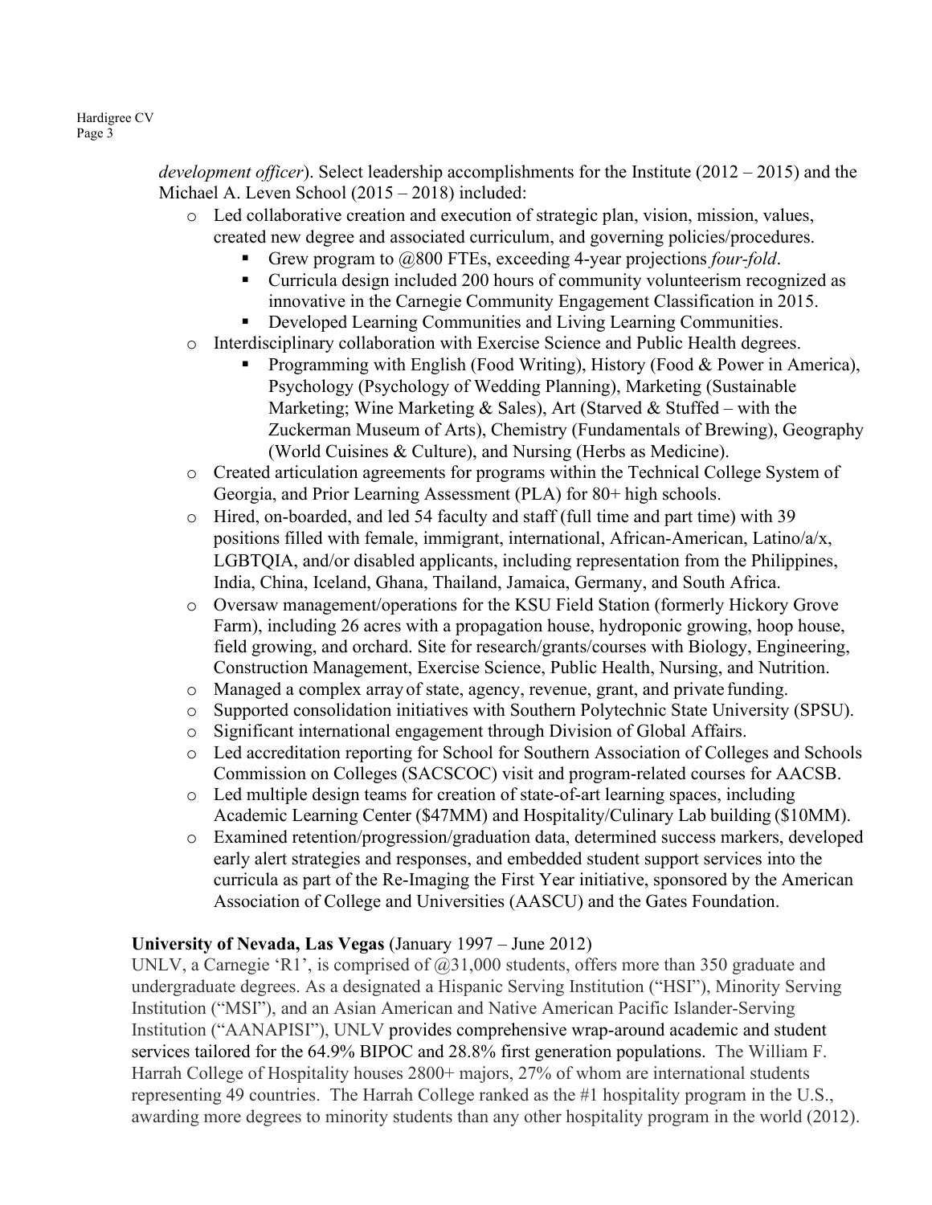*development officer*). Select leadership accomplishments for the Institute (2012 – 2015) and the Michael A. Leven School (2015 – 2018) included:

- Led collaborative creation and execution of strategic plan, vision, mission, values, created new degree and associated curriculum, and governing policies/procedures.
  - Grew program to @800 FTEs, exceeding 4-year projections *four-fold*.
  - Curricula design included 200 hours of community volunteerism recognized as innovative in the Carnegie Community Engagement Classification in 2015.
  - Developed Learning Communities and Living Learning Communities.
- Interdisciplinary collaboration with Exercise Science and Public Health degrees.
  - Programming with English (Food Writing), History (Food & Power in America), Psychology (Psychology of Wedding Planning), Marketing (Sustainable Marketing; Wine Marketing & Sales), Art (Starved & Stuffed – with the Zuckerman Museum of Arts), Chemistry (Fundamentals of Brewing), Geography (World Cuisines & Culture), and Nursing (Herbs as Medicine).
- Created articulation agreements for programs within the Technical College System of Georgia, and Prior Learning Assessment (PLA) for 80+ high schools.
- Hired, on-boarded, and led 54 faculty and staff (full time and part time) with 39 positions filled with female, immigrant, international, African-American, Latino/a/x, LGBTQIA, and/or disabled applicants, including representation from the Philippines, India, China, Iceland, Ghana, Thailand, Jamaica, Germany, and South Africa.
- Oversaw management/operations for the KSU Field Station (formerly Hickory Grove Farm), including 26 acres with a propagation house, hydroponic growing, hoop house, field growing, and orchard. Site for research/grants/courses with Biology, Engineering, Construction Management, Exercise Science, Public Health, Nursing, and Nutrition.
- Managed a complex array of state, agency, revenue, grant, and private funding.
- Supported consolidation initiatives with Southern Polytechnic State University (SPSU).
- Significant international engagement through Division of Global Affairs.
- Led accreditation reporting for School for Southern Association of Colleges and Schools Commission on Colleges (SACSCOC) visit and program-related courses for AACSB.
- Led multiple design teams for creation of state-of-art learning spaces, including Academic Learning Center ($47MM) and Hospitality/Culinary Lab building ($10MM).
- Examined retention/progression/graduation data, determined success markers, developed early alert strategies and responses, and embedded student support services into the curricula as part of the Re-Imaging the First Year initiative, sponsored by the American Association of College and Universities (AASCU) and the Gates Foundation.

**University of Nevada, Las Vegas** (January 1997 – June 2012)

UNLV, a Carnegie 'R1', is comprised of @31,000 students, offers more than 350 graduate and undergraduate degrees. As a designated a Hispanic Serving Institution ("HSI"), Minority Serving Institution ("MSI"), and an Asian American and Native American Pacific Islander-Serving Institution ("AANAPISI"), UNLV provides comprehensive wrap-around academic and student services tailored for the 64.9% BIPOC and 28.8% first generation populations. The William F. Harrah College of Hospitality houses 2800+ majors, 27% of whom are international students representing 49 countries. The Harrah College ranked as the #1 hospitality program in the U.S., awarding more degrees to minority students than any other hospitality program in the world (2012).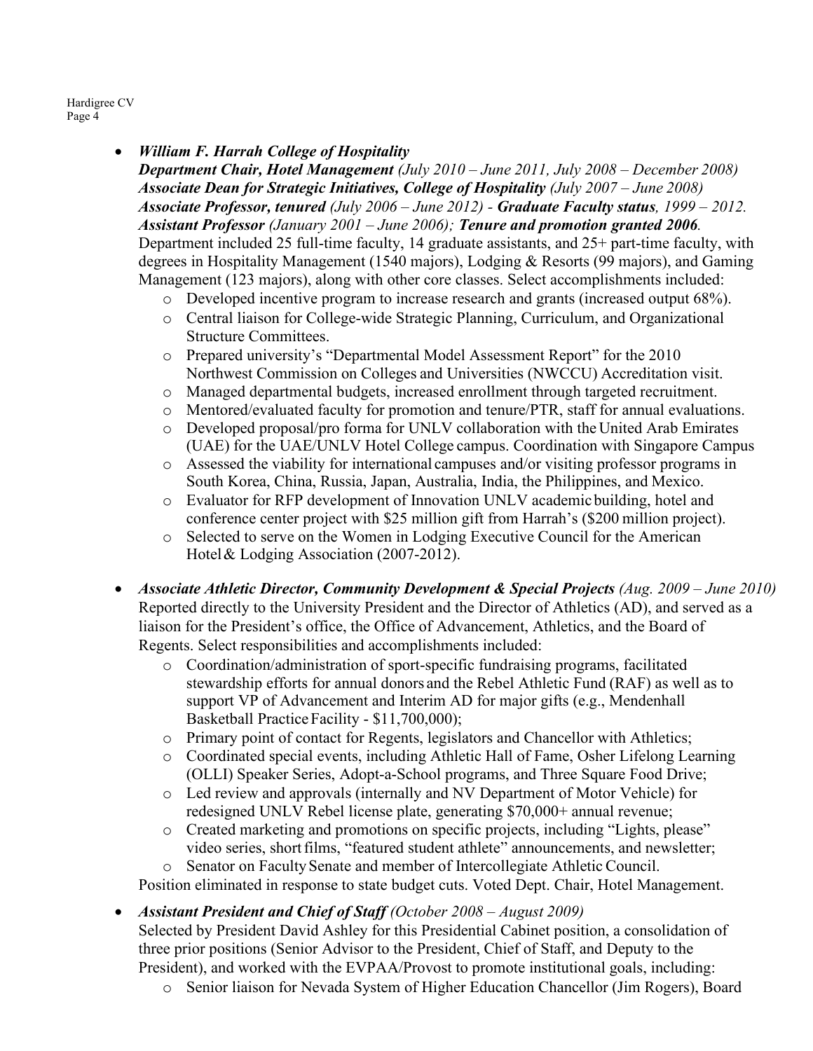- ***William F. Harrah College of Hospitality***
  ***Department Chair, Hotel Management*** *(July 2010 – June 2011, July 2008 – December 2008)*
  ***Associate Dean for Strategic Initiatives, College of Hospitality*** *(July 2007 – June 2008)*
  ***Associate Professor, tenured*** *(July 2006 – June 2012)* - ***Graduate Faculty status****, 1999 – 2012.*
  ***Assistant Professor*** *(January 2001 – June 2006);* ***Tenure and promotion granted 2006****.*
  Department included 25 full-time faculty, 14 graduate assistants, and 25+ part-time faculty, with degrees in Hospitality Management (1540 majors), Lodging & Resorts (99 majors), and Gaming Management (123 majors), along with other core classes. Select accomplishments included:
  - Developed incentive program to increase research and grants (increased output 68%).
  - Central liaison for College-wide Strategic Planning, Curriculum, and Organizational Structure Committees.
  - Prepared university's "Departmental Model Assessment Report" for the 2010 Northwest Commission on Colleges and Universities (NWCCU) Accreditation visit.
  - Managed departmental budgets, increased enrollment through targeted recruitment.
  - Mentored/evaluated faculty for promotion and tenure/PTR, staff for annual evaluations.
  - Developed proposal/pro forma for UNLV collaboration with the United Arab Emirates (UAE) for the UAE/UNLV Hotel College campus. Coordination with Singapore Campus
  - Assessed the viability for international campuses and/or visiting professor programs in South Korea, China, Russia, Japan, Australia, India, the Philippines, and Mexico.
  - Evaluator for RFP development of Innovation UNLV academic building, hotel and conference center project with $25 million gift from Harrah's ($200 million project).
  - Selected to serve on the Women in Lodging Executive Council for the American Hotel & Lodging Association (2007-2012).

- ***Associate Athletic Director, Community Development & Special Projects*** *(Aug. 2009 – June 2010)*
  Reported directly to the University President and the Director of Athletics (AD), and served as a liaison for the President's office, the Office of Advancement, Athletics, and the Board of Regents. Select responsibilities and accomplishments included:
  - Coordination/administration of sport-specific fundraising programs, facilitated stewardship efforts for annual donors and the Rebel Athletic Fund (RAF) as well as to support VP of Advancement and Interim AD for major gifts (e.g., Mendenhall Basketball Practice Facility - $11,700,000);
  - Primary point of contact for Regents, legislators and Chancellor with Athletics;
  - Coordinated special events, including Athletic Hall of Fame, Osher Lifelong Learning (OLLI) Speaker Series, Adopt-a-School programs, and Three Square Food Drive;
  - Led review and approvals (internally and NV Department of Motor Vehicle) for redesigned UNLV Rebel license plate, generating $70,000+ annual revenue;
  - Created marketing and promotions on specific projects, including "Lights, please" video series, short films, "featured student athlete" announcements, and newsletter;
  - Senator on Faculty Senate and member of Intercollegiate Athletic Council.

  Position eliminated in response to state budget cuts. Voted Dept. Chair, Hotel Management.

- ***Assistant President and Chief of Staff*** *(October 2008 – August 2009)*
  Selected by President David Ashley for this Presidential Cabinet position, a consolidation of three prior positions (Senior Advisor to the President, Chief of Staff, and Deputy to the President), and worked with the EVPAA/Provost to promote institutional goals, including:
  - Senior liaison for Nevada System of Higher Education Chancellor (Jim Rogers), Board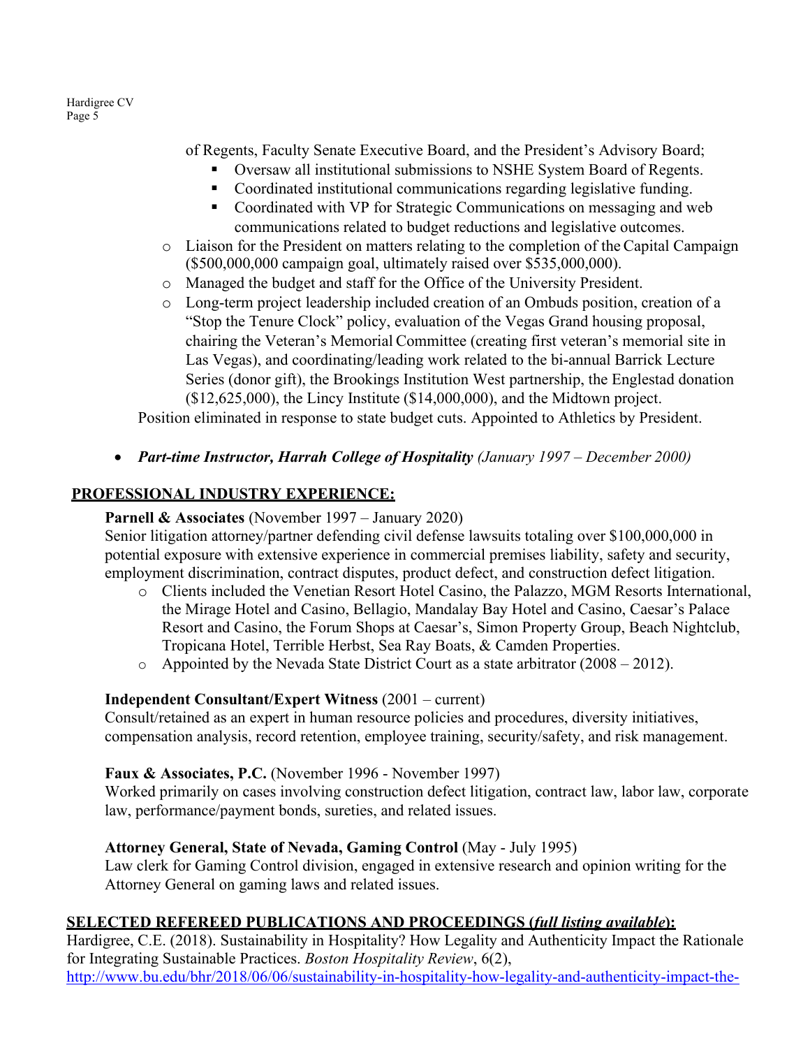of Regents, Faculty Senate Executive Board, and the President's Advisory Board;
    - Oversaw all institutional submissions to NSHE System Board of Regents.
    - Coordinated institutional communications regarding legislative funding.
    - Coordinated with VP for Strategic Communications on messaging and web communications related to budget reductions and legislative outcomes.
  - Liaison for the President on matters relating to the completion of the Capital Campaign ($500,000,000 campaign goal, ultimately raised over $535,000,000).
  - Managed the budget and staff for the Office of the University President.
  - Long-term project leadership included creation of an Ombuds position, creation of a "Stop the Tenure Clock" policy, evaluation of the Vegas Grand housing proposal, chairing the Veteran's Memorial Committee (creating first veteran's memorial site in Las Vegas), and coordinating/leading work related to the bi-annual Barrick Lecture Series (donor gift), the Brookings Institution West partnership, the Englestad donation ($12,625,000), the Lincy Institute ($14,000,000), and the Midtown project.

  Position eliminated in response to state budget cuts. Appointed to Athletics by President.

- ***Part-time Instructor, Harrah College of Hospitality*** *(January 1997 – December 2000)*

## PROFESSIONAL INDUSTRY EXPERIENCE:

**Parnell & Associates** (November 1997 – January 2020)
Senior litigation attorney/partner defending civil defense lawsuits totaling over $100,000,000 in potential exposure with extensive experience in commercial premises liability, safety and security, employment discrimination, contract disputes, product defect, and construction defect litigation.

- Clients included the Venetian Resort Hotel Casino, the Palazzo, MGM Resorts International, the Mirage Hotel and Casino, Bellagio, Mandalay Bay Hotel and Casino, Caesar's Palace Resort and Casino, the Forum Shops at Caesar's, Simon Property Group, Beach Nightclub, Tropicana Hotel, Terrible Herbst, Sea Ray Boats, & Camden Properties.
- Appointed by the Nevada State District Court as a state arbitrator (2008 – 2012).

**Independent Consultant/Expert Witness** (2001 – current)
Consult/retained as an expert in human resource policies and procedures, diversity initiatives, compensation analysis, record retention, employee training, security/safety, and risk management.

**Faux & Associates, P.C.** (November 1996 - November 1997)
Worked primarily on cases involving construction defect litigation, contract law, labor law, corporate law, performance/payment bonds, sureties, and related issues.

**Attorney General, State of Nevada, Gaming Control** (May - July 1995)
Law clerk for Gaming Control division, engaged in extensive research and opinion writing for the Attorney General on gaming laws and related issues.

## SELECTED REFEREED PUBLICATIONS AND PROCEEDINGS (*full listing available*):

Hardigree, C.E. (2018). Sustainability in Hospitality? How Legality and Authenticity Impact the Rationale for Integrating Sustainable Practices. *Boston Hospitality Review*, 6(2), http://www.bu.edu/bhr/2018/06/06/sustainability-in-hospitality-how-legality-and-authenticity-impact-the-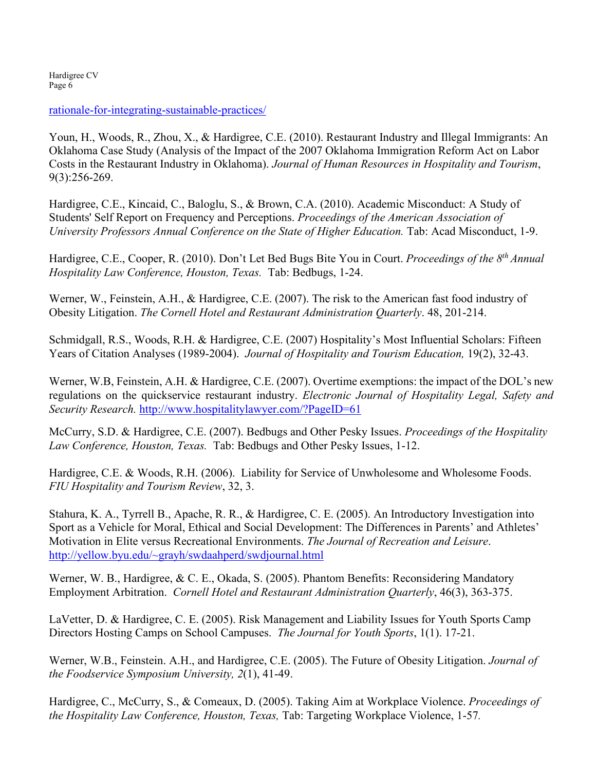rationale-for-integrating-sustainable-practices/

Youn, H., Woods, R., Zhou, X., & Hardigree, C.E. (2010). Restaurant Industry and Illegal Immigrants: An Oklahoma Case Study (Analysis of the Impact of the 2007 Oklahoma Immigration Reform Act on Labor Costs in the Restaurant Industry in Oklahoma). *Journal of Human Resources in Hospitality and Tourism*, 9(3):256-269.

Hardigree, C.E., Kincaid, C., Baloglu, S., & Brown, C.A. (2010). Academic Misconduct: A Study of Students' Self Report on Frequency and Perceptions. *Proceedings of the American Association of University Professors Annual Conference on the State of Higher Education.* Tab: Acad Misconduct, 1-9.

Hardigree, C.E., Cooper, R. (2010). Don't Let Bed Bugs Bite You in Court. *Proceedings of the 8th Annual Hospitality Law Conference, Houston, Texas.* Tab: Bedbugs, 1-24.

Werner, W., Feinstein, A.H., & Hardigree, C.E. (2007). The risk to the American fast food industry of Obesity Litigation. *The Cornell Hotel and Restaurant Administration Quarterly*. 48, 201-214.

Schmidgall, R.S., Woods, R.H. & Hardigree, C.E. (2007) Hospitality's Most Influential Scholars: Fifteen Years of Citation Analyses (1989-2004). *Journal of Hospitality and Tourism Education,* 19(2), 32-43.

Werner, W.B, Feinstein, A.H. & Hardigree, C.E. (2007). Overtime exemptions: the impact of the DOL's new regulations on the quickservice restaurant industry. *Electronic Journal of Hospitality Legal, Safety and Security Research.* http://www.hospitalitylawyer.com/?PageID=61

McCurry, S.D. & Hardigree, C.E. (2007). Bedbugs and Other Pesky Issues. *Proceedings of the Hospitality Law Conference, Houston, Texas.* Tab: Bedbugs and Other Pesky Issues, 1-12.

Hardigree, C.E. & Woods, R.H. (2006). Liability for Service of Unwholesome and Wholesome Foods. *FIU Hospitality and Tourism Review*, 32, 3.

Stahura, K. A., Tyrrell B., Apache, R. R., & Hardigree, C. E. (2005). An Introductory Investigation into Sport as a Vehicle for Moral, Ethical and Social Development: The Differences in Parents' and Athletes' Motivation in Elite versus Recreational Environments. *The Journal of Recreation and Leisure*. http://yellow.byu.edu/~grayh/swdaahperd/swdjournal.html

Werner, W. B., Hardigree, & C. E., Okada, S. (2005). Phantom Benefits: Reconsidering Mandatory Employment Arbitration. *Cornell Hotel and Restaurant Administration Quarterly*, 46(3), 363-375.

LaVetter, D. & Hardigree, C. E. (2005). Risk Management and Liability Issues for Youth Sports Camp Directors Hosting Camps on School Campuses. *The Journal for Youth Sports*, 1(1). 17-21.

Werner, W.B., Feinstein. A.H., and Hardigree, C.E. (2005). The Future of Obesity Litigation. *Journal of the Foodservice Symposium University, 2*(1), 41-49.

Hardigree, C., McCurry, S., & Comeaux, D. (2005). Taking Aim at Workplace Violence. *Proceedings of the Hospitality Law Conference, Houston, Texas,* Tab: Targeting Workplace Violence, 1-57.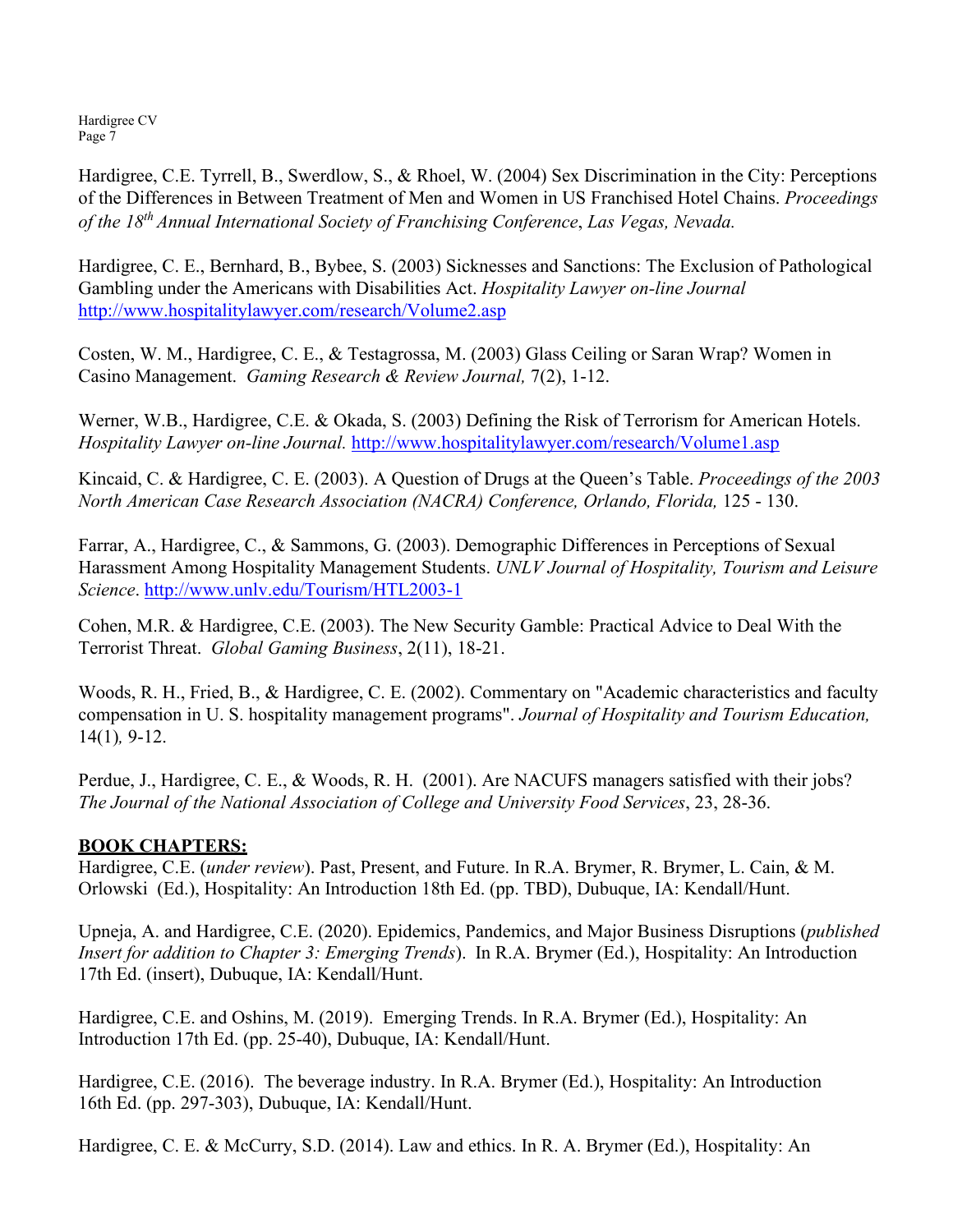Hardigree, C.E. Tyrrell, B., Swerdlow, S., & Rhoel, W. (2004) Sex Discrimination in the City: Perceptions of the Differences in Between Treatment of Men and Women in US Franchised Hotel Chains. *Proceedings of the 18th Annual International Society of Franchising Conference*, *Las Vegas, Nevada.*

Hardigree, C. E., Bernhard, B., Bybee, S. (2003) Sicknesses and Sanctions: The Exclusion of Pathological Gambling under the Americans with Disabilities Act. *Hospitality Lawyer on-line Journal* http://www.hospitalitylawyer.com/research/Volume2.asp

Costen, W. M., Hardigree, C. E., & Testagrossa, M. (2003) Glass Ceiling or Saran Wrap? Women in Casino Management. *Gaming Research & Review Journal,* 7(2), 1-12.

Werner, W.B., Hardigree, C.E. & Okada, S. (2003) Defining the Risk of Terrorism for American Hotels. *Hospitality Lawyer on-line Journal.* http://www.hospitalitylawyer.com/research/Volume1.asp

Kincaid, C. & Hardigree, C. E. (2003). A Question of Drugs at the Queen's Table. *Proceedings of the 2003 North American Case Research Association (NACRA) Conference, Orlando, Florida,* 125 - 130.

Farrar, A., Hardigree, C., & Sammons, G. (2003). Demographic Differences in Perceptions of Sexual Harassment Among Hospitality Management Students. *UNLV Journal of Hospitality, Tourism and Leisure Science*. http://www.unlv.edu/Tourism/HTL2003-1

Cohen, M.R. & Hardigree, C.E. (2003). The New Security Gamble: Practical Advice to Deal With the Terrorist Threat. *Global Gaming Business*, 2(11), 18-21.

Woods, R. H., Fried, B., & Hardigree, C. E. (2002). Commentary on "Academic characteristics and faculty compensation in U. S. hospitality management programs". *Journal of Hospitality and Tourism Education,* 14(1)*,* 9-12.

Perdue, J., Hardigree, C. E., & Woods, R. H. (2001). Are NACUFS managers satisfied with their jobs? *The Journal of the National Association of College and University Food Services*, 23, 28-36.

**BOOK CHAPTERS:**

Hardigree, C.E. (*under review*). Past, Present, and Future. In R.A. Brymer, R. Brymer, L. Cain, & M. Orlowski (Ed.), Hospitality: An Introduction 18th Ed. (pp. TBD), Dubuque, IA: Kendall/Hunt.

Upneja, A. and Hardigree, C.E. (2020). Epidemics, Pandemics, and Major Business Disruptions (*published Insert for addition to Chapter 3: Emerging Trends*). In R.A. Brymer (Ed.), Hospitality: An Introduction 17th Ed. (insert), Dubuque, IA: Kendall/Hunt.

Hardigree, C.E. and Oshins, M. (2019). Emerging Trends. In R.A. Brymer (Ed.), Hospitality: An Introduction 17th Ed. (pp. 25-40), Dubuque, IA: Kendall/Hunt.

Hardigree, C.E. (2016). The beverage industry. In R.A. Brymer (Ed.), Hospitality: An Introduction 16th Ed. (pp. 297-303), Dubuque, IA: Kendall/Hunt.

Hardigree, C. E. & McCurry, S.D. (2014). Law and ethics. In R. A. Brymer (Ed.), Hospitality: An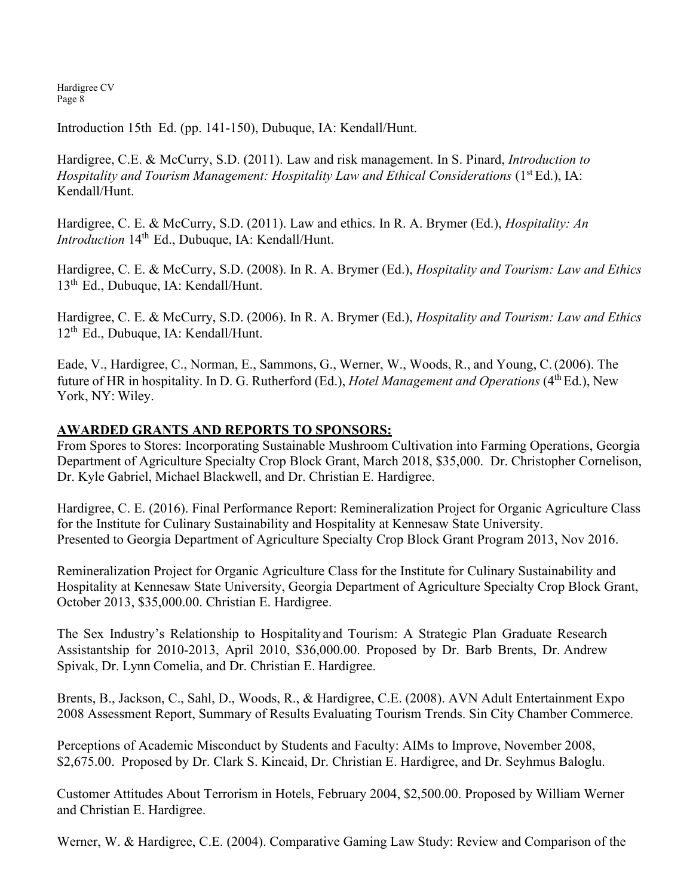Introduction 15th Ed. (pp. 141-150), Dubuque, IA: Kendall/Hunt.

Hardigree, C.E. & McCurry, S.D. (2011). Law and risk management. In S. Pinard, *Introduction to Hospitality and Tourism Management: Hospitality Law and Ethical Considerations* (1st Ed.), IA: Kendall/Hunt.

Hardigree, C. E. & McCurry, S.D. (2011). Law and ethics. In R. A. Brymer (Ed.), *Hospitality: An Introduction* 14th Ed., Dubuque, IA: Kendall/Hunt.

Hardigree, C. E. & McCurry, S.D. (2008). In R. A. Brymer (Ed.), *Hospitality and Tourism: Law and Ethics* 13th Ed., Dubuque, IA: Kendall/Hunt.

Hardigree, C. E. & McCurry, S.D. (2006). In R. A. Brymer (Ed.), *Hospitality and Tourism: Law and Ethics* 12th Ed., Dubuque, IA: Kendall/Hunt.

Eade, V., Hardigree, C., Norman, E., Sammons, G., Werner, W., Woods, R., and Young, C. (2006). The future of HR in hospitality. In D. G. Rutherford (Ed.), *Hotel Management and Operations* (4th Ed.), New York, NY: Wiley.

## AWARDED GRANTS AND REPORTS TO SPONSORS:

From Spores to Stores: Incorporating Sustainable Mushroom Cultivation into Farming Operations, Georgia Department of Agriculture Specialty Crop Block Grant, March 2018, $35,000. Dr. Christopher Cornelison, Dr. Kyle Gabriel, Michael Blackwell, and Dr. Christian E. Hardigree.

Hardigree, C. E. (2016). Final Performance Report: Remineralization Project for Organic Agriculture Class for the Institute for Culinary Sustainability and Hospitality at Kennesaw State University. Presented to Georgia Department of Agriculture Specialty Crop Block Grant Program 2013, Nov 2016.

Remineralization Project for Organic Agriculture Class for the Institute for Culinary Sustainability and Hospitality at Kennesaw State University, Georgia Department of Agriculture Specialty Crop Block Grant, October 2013, $35,000.00. Christian E. Hardigree.

The Sex Industry's Relationship to Hospitality and Tourism: A Strategic Plan Graduate Research Assistantship for 2010-2013, April 2010, $36,000.00. Proposed by Dr. Barb Brents, Dr. Andrew Spivak, Dr. Lynn Comelia, and Dr. Christian E. Hardigree.

Brents, B., Jackson, C., Sahl, D., Woods, R., & Hardigree, C.E. (2008). AVN Adult Entertainment Expo 2008 Assessment Report, Summary of Results Evaluating Tourism Trends. Sin City Chamber Commerce.

Perceptions of Academic Misconduct by Students and Faculty: AIMs to Improve, November 2008, $2,675.00. Proposed by Dr. Clark S. Kincaid, Dr. Christian E. Hardigree, and Dr. Seyhmus Baloglu.

Customer Attitudes About Terrorism in Hotels, February 2004, $2,500.00. Proposed by William Werner and Christian E. Hardigree.

Werner, W. & Hardigree, C.E. (2004). Comparative Gaming Law Study: Review and Comparison of the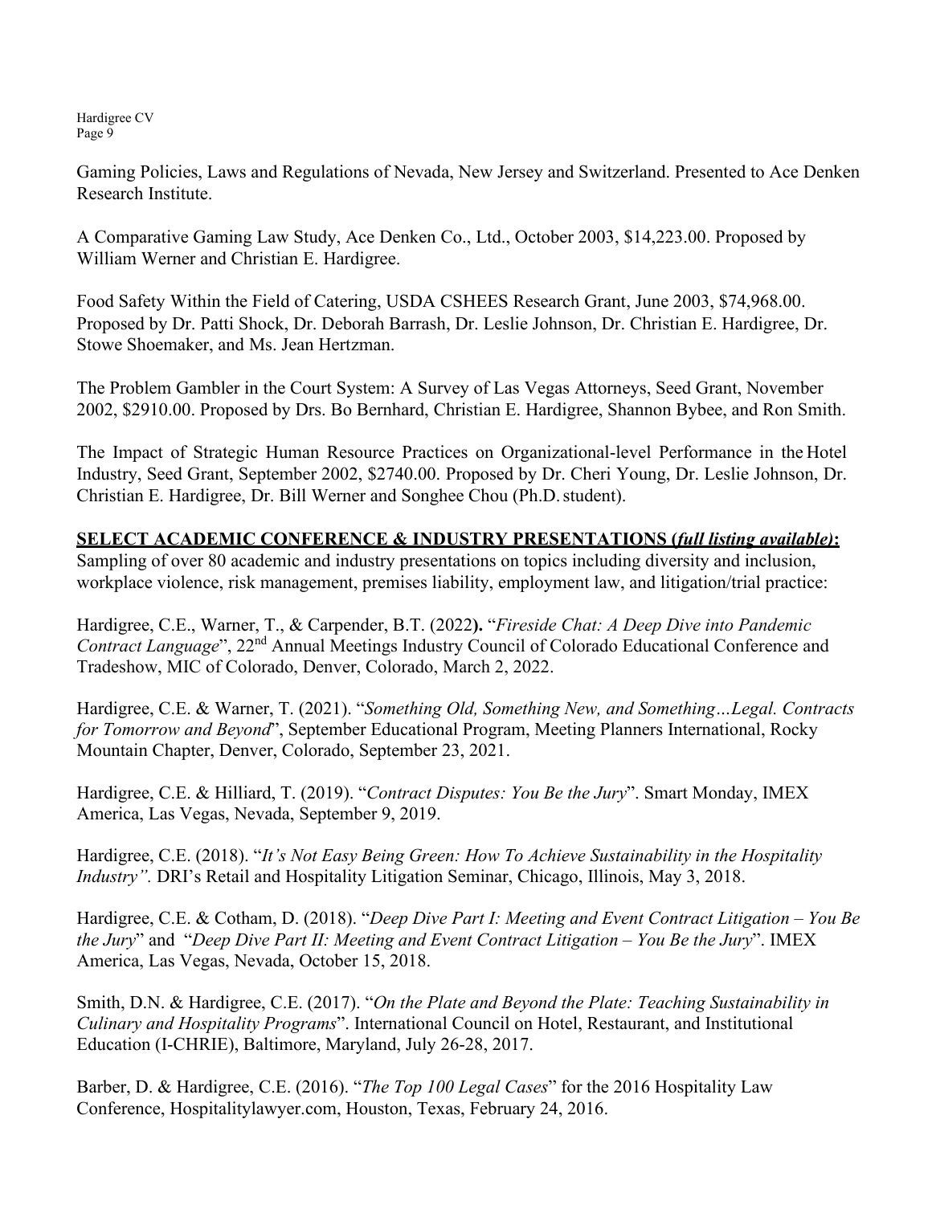Gaming Policies, Laws and Regulations of Nevada, New Jersey and Switzerland. Presented to Ace Denken Research Institute.

A Comparative Gaming Law Study, Ace Denken Co., Ltd., October 2003, $14,223.00. Proposed by William Werner and Christian E. Hardigree.

Food Safety Within the Field of Catering, USDA CSHEES Research Grant, June 2003, $74,968.00. Proposed by Dr. Patti Shock, Dr. Deborah Barrash, Dr. Leslie Johnson, Dr. Christian E. Hardigree, Dr. Stowe Shoemaker, and Ms. Jean Hertzman.

The Problem Gambler in the Court System: A Survey of Las Vegas Attorneys, Seed Grant, November 2002, $2910.00. Proposed by Drs. Bo Bernhard, Christian E. Hardigree, Shannon Bybee, and Ron Smith.

The Impact of Strategic Human Resource Practices on Organizational-level Performance in the Hotel Industry, Seed Grant, September 2002, $2740.00. Proposed by Dr. Cheri Young, Dr. Leslie Johnson, Dr. Christian E. Hardigree, Dr. Bill Werner and Songhee Chou (Ph.D. student).

**SELECT ACADEMIC CONFERENCE & INDUSTRY PRESENTATIONS (*full listing available*):**

Sampling of over 80 academic and industry presentations on topics including diversity and inclusion, workplace violence, risk management, premises liability, employment law, and litigation/trial practice:

Hardigree, C.E., Warner, T., & Carpender, B.T. (2022**).** "*Fireside Chat: A Deep Dive into Pandemic Contract Language*", 22nd Annual Meetings Industry Council of Colorado Educational Conference and Tradeshow, MIC of Colorado, Denver, Colorado, March 2, 2022.

Hardigree, C.E. & Warner, T. (2021). "*Something Old, Something New, and Something…Legal. Contracts for Tomorrow and Beyond*", September Educational Program, Meeting Planners International, Rocky Mountain Chapter, Denver, Colorado, September 23, 2021.

Hardigree, C.E. & Hilliard, T. (2019). "*Contract Disputes: You Be the Jury*". Smart Monday, IMEX America, Las Vegas, Nevada, September 9, 2019.

Hardigree, C.E. (2018). "*It's Not Easy Being Green: How To Achieve Sustainability in the Hospitality Industry".* DRI's Retail and Hospitality Litigation Seminar, Chicago, Illinois, May 3, 2018.

Hardigree, C.E. & Cotham, D. (2018). "*Deep Dive Part I: Meeting and Event Contract Litigation – You Be the Jury*" and "*Deep Dive Part II: Meeting and Event Contract Litigation – You Be the Jury*". IMEX America, Las Vegas, Nevada, October 15, 2018.

Smith, D.N. & Hardigree, C.E. (2017). "*On the Plate and Beyond the Plate: Teaching Sustainability in Culinary and Hospitality Programs*". International Council on Hotel, Restaurant, and Institutional Education (I-CHRIE), Baltimore, Maryland, July 26-28, 2017.

Barber, D. & Hardigree, C.E. (2016). "*The Top 100 Legal Cases*" for the 2016 Hospitality Law Conference, Hospitalitylawyer.com, Houston, Texas, February 24, 2016.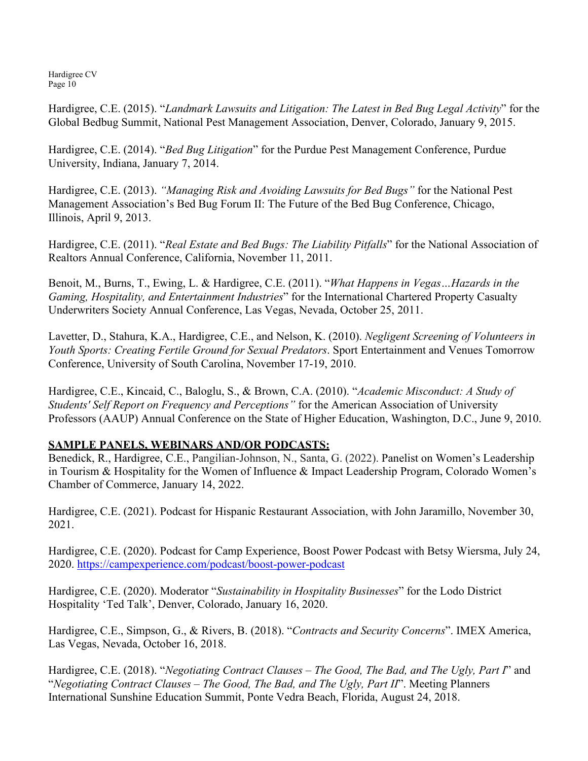Hardigree, C.E. (2015). "*Landmark Lawsuits and Litigation: The Latest in Bed Bug Legal Activity*" for the Global Bedbug Summit, National Pest Management Association, Denver, Colorado, January 9, 2015.

Hardigree, C.E. (2014). "*Bed Bug Litigation*" for the Purdue Pest Management Conference, Purdue University, Indiana, January 7, 2014.

Hardigree, C.E. (2013). *"Managing Risk and Avoiding Lawsuits for Bed Bugs"* for the National Pest Management Association's Bed Bug Forum II: The Future of the Bed Bug Conference, Chicago, Illinois, April 9, 2013.

Hardigree, C.E. (2011). "*Real Estate and Bed Bugs: The Liability Pitfalls*" for the National Association of Realtors Annual Conference, California, November 11, 2011.

Benoit, M., Burns, T., Ewing, L. & Hardigree, C.E. (2011). "*What Happens in Vegas…Hazards in the Gaming, Hospitality, and Entertainment Industries*" for the International Chartered Property Casualty Underwriters Society Annual Conference, Las Vegas, Nevada, October 25, 2011.

Lavetter, D., Stahura, K.A., Hardigree, C.E., and Nelson, K. (2010). *Negligent Screening of Volunteers in Youth Sports: Creating Fertile Ground for Sexual Predators*. Sport Entertainment and Venues Tomorrow Conference, University of South Carolina, November 17-19, 2010.

Hardigree, C.E., Kincaid, C., Baloglu, S., & Brown, C.A. (2010). "*Academic Misconduct: A Study of Students' Self Report on Frequency and Perceptions"* for the American Association of University Professors (AAUP) Annual Conference on the State of Higher Education, Washington, D.C., June 9, 2010.

## SAMPLE PANELS, WEBINARS AND/OR PODCASTS:

Benedick, R., Hardigree, C.E., Pangilian-Johnson, N., Santa, G. (2022). Panelist on Women's Leadership in Tourism & Hospitality for the Women of Influence & Impact Leadership Program, Colorado Women's Chamber of Commerce, January 14, 2022.

Hardigree, C.E. (2021). Podcast for Hispanic Restaurant Association, with John Jaramillo, November 30, 2021.

Hardigree, C.E. (2020). Podcast for Camp Experience, Boost Power Podcast with Betsy Wiersma, July 24, 2020. https://campexperience.com/podcast/boost-power-podcast

Hardigree, C.E. (2020). Moderator "*Sustainability in Hospitality Businesses*" for the Lodo District Hospitality 'Ted Talk', Denver, Colorado, January 16, 2020.

Hardigree, C.E., Simpson, G., & Rivers, B. (2018). "*Contracts and Security Concerns*". IMEX America, Las Vegas, Nevada, October 16, 2018.

Hardigree, C.E. (2018). "*Negotiating Contract Clauses – The Good, The Bad, and The Ugly, Part I*" and "*Negotiating Contract Clauses – The Good, The Bad, and The Ugly, Part II*". Meeting Planners International Sunshine Education Summit, Ponte Vedra Beach, Florida, August 24, 2018.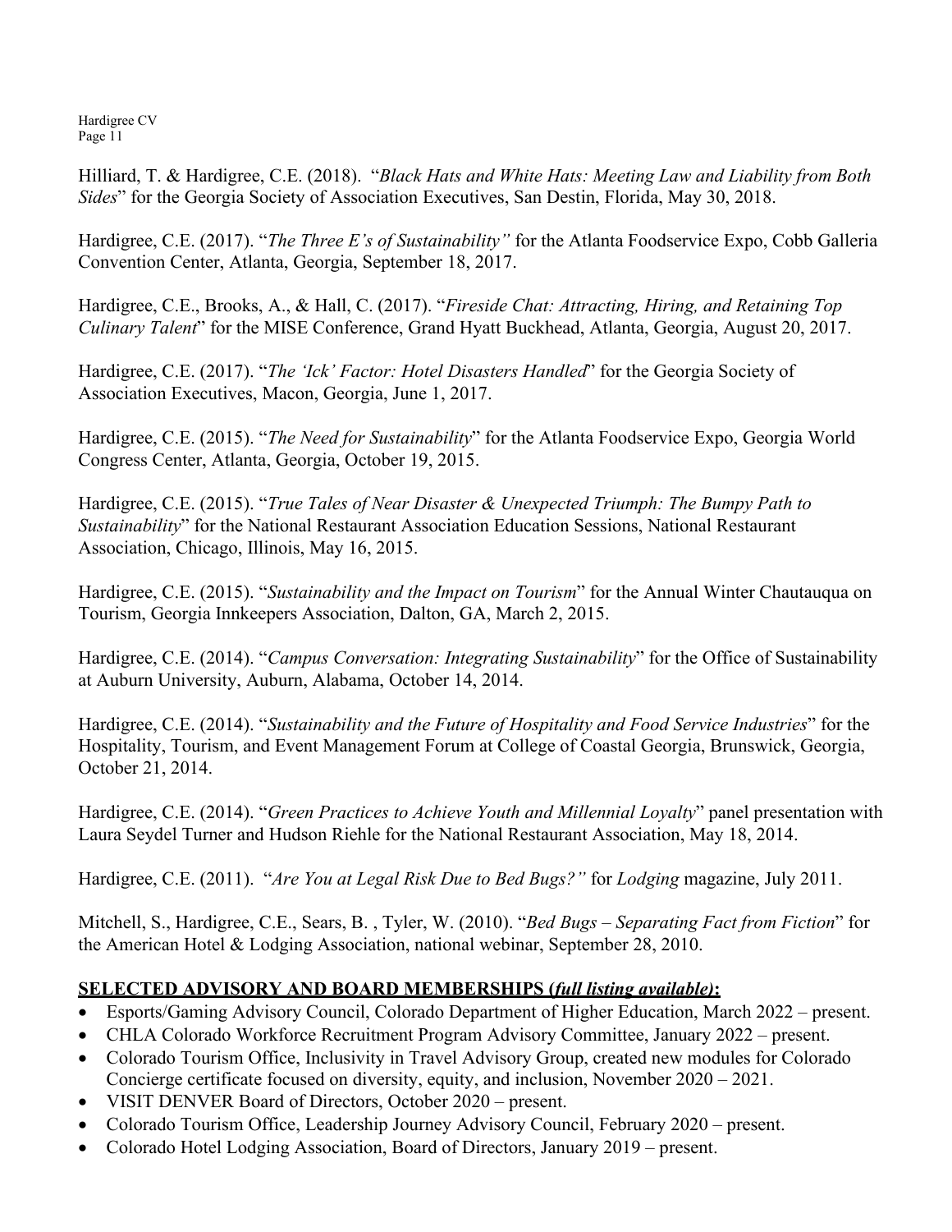Hilliard, T. & Hardigree, C.E. (2018). "*Black Hats and White Hats: Meeting Law and Liability from Both Sides*" for the Georgia Society of Association Executives, San Destin, Florida, May 30, 2018.

Hardigree, C.E. (2017). "*The Three E's of Sustainability"* for the Atlanta Foodservice Expo, Cobb Galleria Convention Center, Atlanta, Georgia, September 18, 2017.

Hardigree, C.E., Brooks, A., & Hall, C. (2017). "*Fireside Chat: Attracting, Hiring, and Retaining Top Culinary Talent*" for the MISE Conference, Grand Hyatt Buckhead, Atlanta, Georgia, August 20, 2017.

Hardigree, C.E. (2017). "*The 'Ick' Factor: Hotel Disasters Handled*" for the Georgia Society of Association Executives, Macon, Georgia, June 1, 2017.

Hardigree, C.E. (2015). "*The Need for Sustainability*" for the Atlanta Foodservice Expo, Georgia World Congress Center, Atlanta, Georgia, October 19, 2015.

Hardigree, C.E. (2015). "*True Tales of Near Disaster & Unexpected Triumph: The Bumpy Path to Sustainability*" for the National Restaurant Association Education Sessions, National Restaurant Association, Chicago, Illinois, May 16, 2015.

Hardigree, C.E. (2015). "*Sustainability and the Impact on Tourism*" for the Annual Winter Chautauqua on Tourism, Georgia Innkeepers Association, Dalton, GA, March 2, 2015.

Hardigree, C.E. (2014). "*Campus Conversation: Integrating Sustainability*" for the Office of Sustainability at Auburn University, Auburn, Alabama, October 14, 2014.

Hardigree, C.E. (2014). "*Sustainability and the Future of Hospitality and Food Service Industries*" for the Hospitality, Tourism, and Event Management Forum at College of Coastal Georgia, Brunswick, Georgia, October 21, 2014.

Hardigree, C.E. (2014). "*Green Practices to Achieve Youth and Millennial Loyalty*" panel presentation with Laura Seydel Turner and Hudson Riehle for the National Restaurant Association, May 18, 2014.

Hardigree, C.E. (2011). "*Are You at Legal Risk Due to Bed Bugs?"* for *Lodging* magazine, July 2011.

Mitchell, S., Hardigree, C.E., Sears, B. , Tyler, W. (2010). "*Bed Bugs – Separating Fact from Fiction*" for the American Hotel & Lodging Association, national webinar, September 28, 2010.

## SELECTED ADVISORY AND BOARD MEMBERSHIPS (*full listing available)*:

- Esports/Gaming Advisory Council, Colorado Department of Higher Education, March 2022 – present.
- CHLA Colorado Workforce Recruitment Program Advisory Committee, January 2022 – present.
- Colorado Tourism Office, Inclusivity in Travel Advisory Group, created new modules for Colorado Concierge certificate focused on diversity, equity, and inclusion, November 2020 – 2021.
- VISIT DENVER Board of Directors, October 2020 – present.
- Colorado Tourism Office, Leadership Journey Advisory Council, February 2020 – present.
- Colorado Hotel Lodging Association, Board of Directors, January 2019 – present.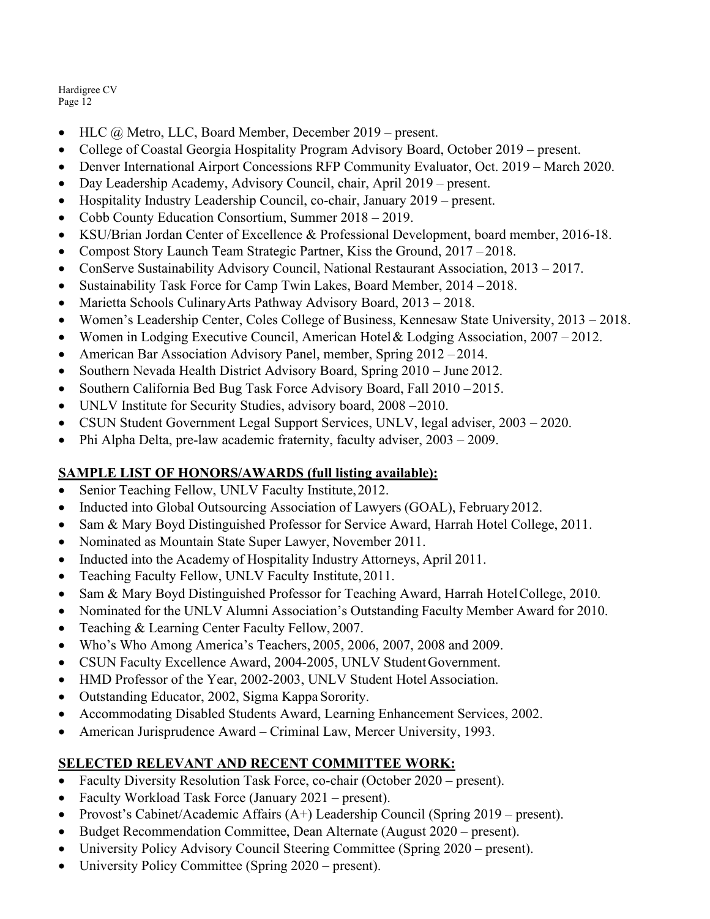- HLC @ Metro, LLC, Board Member, December 2019 – present.
- College of Coastal Georgia Hospitality Program Advisory Board, October 2019 – present.
- Denver International Airport Concessions RFP Community Evaluator, Oct. 2019 – March 2020.
- Day Leadership Academy, Advisory Council, chair, April 2019 – present.
- Hospitality Industry Leadership Council, co-chair, January 2019 – present.
- Cobb County Education Consortium, Summer 2018 – 2019.
- KSU/Brian Jordan Center of Excellence & Professional Development, board member, 2016-18.
- Compost Story Launch Team Strategic Partner, Kiss the Ground, 2017 – 2018.
- ConServe Sustainability Advisory Council, National Restaurant Association, 2013 – 2017.
- Sustainability Task Force for Camp Twin Lakes, Board Member, 2014 – 2018.
- Marietta Schools Culinary Arts Pathway Advisory Board, 2013 – 2018.
- Women's Leadership Center, Coles College of Business, Kennesaw State University, 2013 – 2018.
- Women in Lodging Executive Council, American Hotel & Lodging Association, 2007 – 2012.
- American Bar Association Advisory Panel, member, Spring 2012 – 2014.
- Southern Nevada Health District Advisory Board, Spring 2010 – June 2012.
- Southern California Bed Bug Task Force Advisory Board, Fall 2010 – 2015.
- UNLV Institute for Security Studies, advisory board, 2008 – 2010.
- CSUN Student Government Legal Support Services, UNLV, legal adviser, 2003 – 2020.
- Phi Alpha Delta, pre-law academic fraternity, faculty adviser, 2003 – 2009.

## SAMPLE LIST OF HONORS/AWARDS (full listing available):

- Senior Teaching Fellow, UNLV Faculty Institute, 2012.
- Inducted into Global Outsourcing Association of Lawyers (GOAL), February 2012.
- Sam & Mary Boyd Distinguished Professor for Service Award, Harrah Hotel College, 2011.
- Nominated as Mountain State Super Lawyer, November 2011.
- Inducted into the Academy of Hospitality Industry Attorneys, April 2011.
- Teaching Faculty Fellow, UNLV Faculty Institute, 2011.
- Sam & Mary Boyd Distinguished Professor for Teaching Award, Harrah Hotel College, 2010.
- Nominated for the UNLV Alumni Association's Outstanding Faculty Member Award for 2010.
- Teaching & Learning Center Faculty Fellow, 2007.
- Who's Who Among America's Teachers, 2005, 2006, 2007, 2008 and 2009.
- CSUN Faculty Excellence Award, 2004-2005, UNLV Student Government.
- HMD Professor of the Year, 2002-2003, UNLV Student Hotel Association.
- Outstanding Educator, 2002, Sigma Kappa Sorority.
- Accommodating Disabled Students Award, Learning Enhancement Services, 2002.
- American Jurisprudence Award – Criminal Law, Mercer University, 1993.

## SELECTED RELEVANT AND RECENT COMMITTEE WORK:

- Faculty Diversity Resolution Task Force, co-chair (October 2020 – present).
- Faculty Workload Task Force (January 2021 – present).
- Provost's Cabinet/Academic Affairs (A+) Leadership Council (Spring 2019 – present).
- Budget Recommendation Committee, Dean Alternate (August 2020 – present).
- University Policy Advisory Council Steering Committee (Spring 2020 – present).
- University Policy Committee (Spring 2020 – present).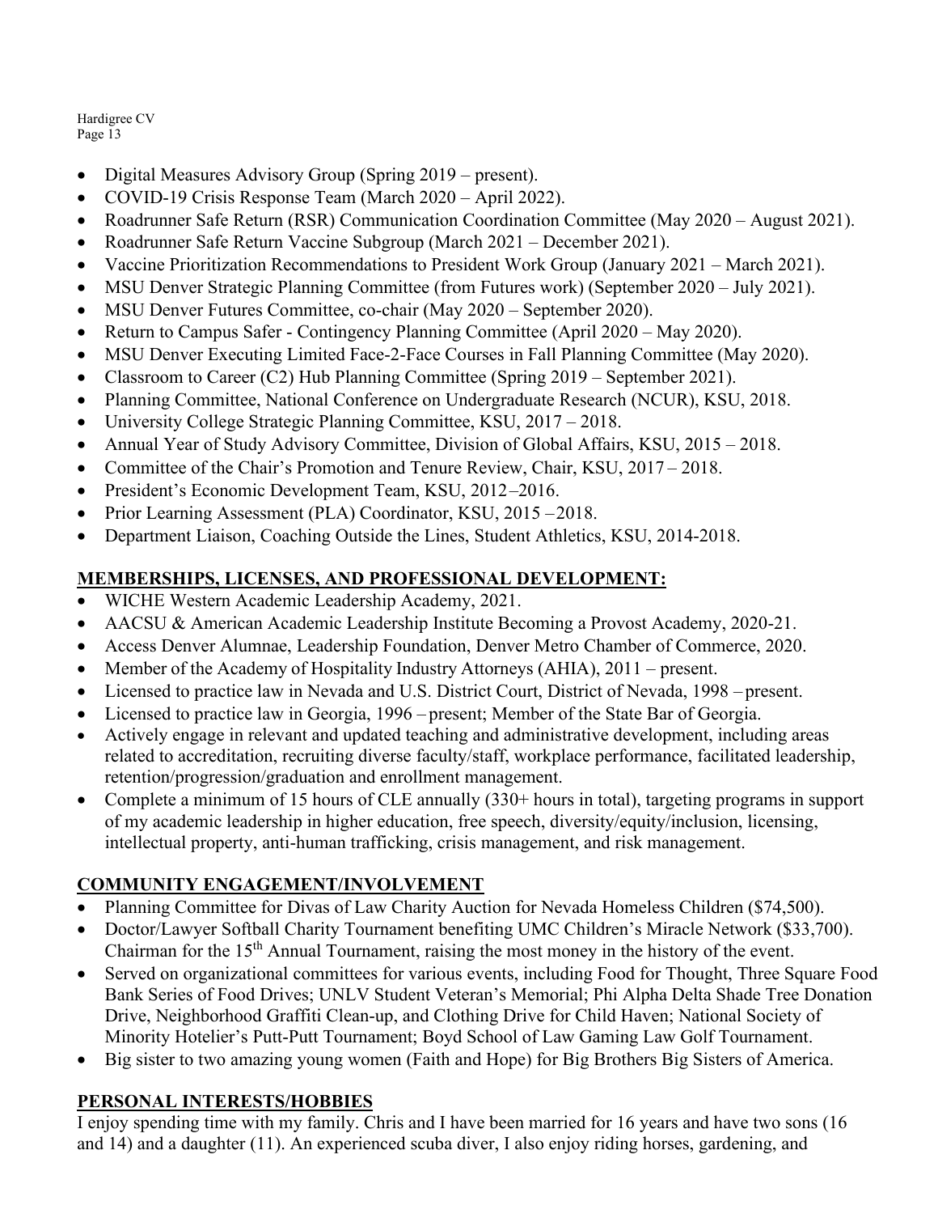- Digital Measures Advisory Group (Spring 2019 – present).
- COVID-19 Crisis Response Team (March 2020 – April 2022).
- Roadrunner Safe Return (RSR) Communication Coordination Committee (May 2020 – August 2021).
- Roadrunner Safe Return Vaccine Subgroup (March 2021 – December 2021).
- Vaccine Prioritization Recommendations to President Work Group (January 2021 – March 2021).
- MSU Denver Strategic Planning Committee (from Futures work) (September 2020 – July 2021).
- MSU Denver Futures Committee, co-chair (May 2020 – September 2020).
- Return to Campus Safer - Contingency Planning Committee (April 2020 – May 2020).
- MSU Denver Executing Limited Face-2-Face Courses in Fall Planning Committee (May 2020).
- Classroom to Career (C2) Hub Planning Committee (Spring 2019 – September 2021).
- Planning Committee, National Conference on Undergraduate Research (NCUR), KSU, 2018.
- University College Strategic Planning Committee, KSU, 2017 – 2018.
- Annual Year of Study Advisory Committee, Division of Global Affairs, KSU, 2015 – 2018.
- Committee of the Chair's Promotion and Tenure Review, Chair, KSU, 2017 – 2018.
- President's Economic Development Team, KSU, 2012 –2016.
- Prior Learning Assessment (PLA) Coordinator, KSU, 2015 –2018.
- Department Liaison, Coaching Outside the Lines, Student Athletics, KSU, 2014-2018.

## MEMBERSHIPS, LICENSES, AND PROFESSIONAL DEVELOPMENT:

- WICHE Western Academic Leadership Academy, 2021.
- AACSU & American Academic Leadership Institute Becoming a Provost Academy, 2020-21.
- Access Denver Alumnae, Leadership Foundation, Denver Metro Chamber of Commerce, 2020.
- Member of the Academy of Hospitality Industry Attorneys (AHIA), 2011 – present.
- Licensed to practice law in Nevada and U.S. District Court, District of Nevada, 1998 – present.
- Licensed to practice law in Georgia, 1996 – present; Member of the State Bar of Georgia.
- Actively engage in relevant and updated teaching and administrative development, including areas related to accreditation, recruiting diverse faculty/staff, workplace performance, facilitated leadership, retention/progression/graduation and enrollment management.
- Complete a minimum of 15 hours of CLE annually (330+ hours in total), targeting programs in support of my academic leadership in higher education, free speech, diversity/equity/inclusion, licensing, intellectual property, anti-human trafficking, crisis management, and risk management.

## COMMUNITY ENGAGEMENT/INVOLVEMENT

- Planning Committee for Divas of Law Charity Auction for Nevada Homeless Children ($74,500).
- Doctor/Lawyer Softball Charity Tournament benefiting UMC Children's Miracle Network ($33,700). Chairman for the 15th Annual Tournament, raising the most money in the history of the event.
- Served on organizational committees for various events, including Food for Thought, Three Square Food Bank Series of Food Drives; UNLV Student Veteran's Memorial; Phi Alpha Delta Shade Tree Donation Drive, Neighborhood Graffiti Clean-up, and Clothing Drive for Child Haven; National Society of Minority Hotelier's Putt-Putt Tournament; Boyd School of Law Gaming Law Golf Tournament.
- Big sister to two amazing young women (Faith and Hope) for Big Brothers Big Sisters of America.

## PERSONAL INTERESTS/HOBBIES

I enjoy spending time with my family. Chris and I have been married for 16 years and have two sons (16 and 14) and a daughter (11). An experienced scuba diver, I also enjoy riding horses, gardening, and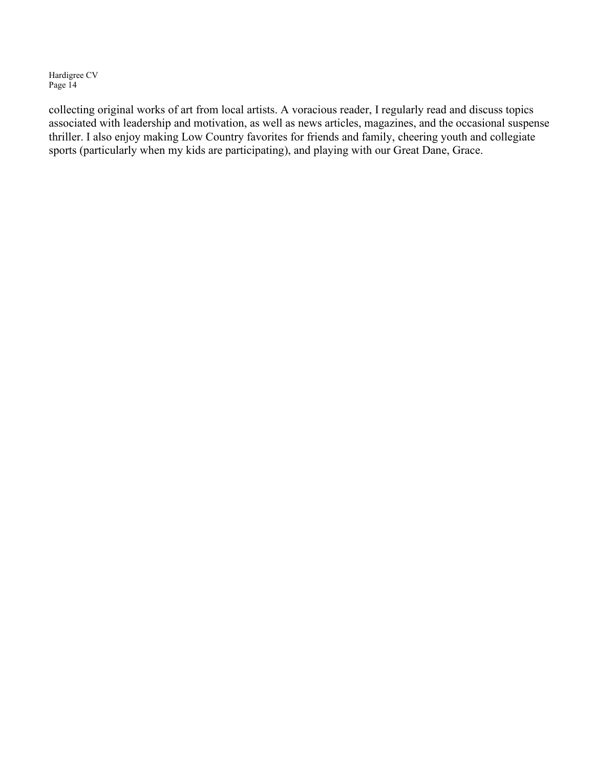collecting original works of art from local artists. A voracious reader, I regularly read and discuss topics associated with leadership and motivation, as well as news articles, magazines, and the occasional suspense thriller. I also enjoy making Low Country favorites for friends and family, cheering youth and collegiate sports (particularly when my kids are participating), and playing with our Great Dane, Grace.